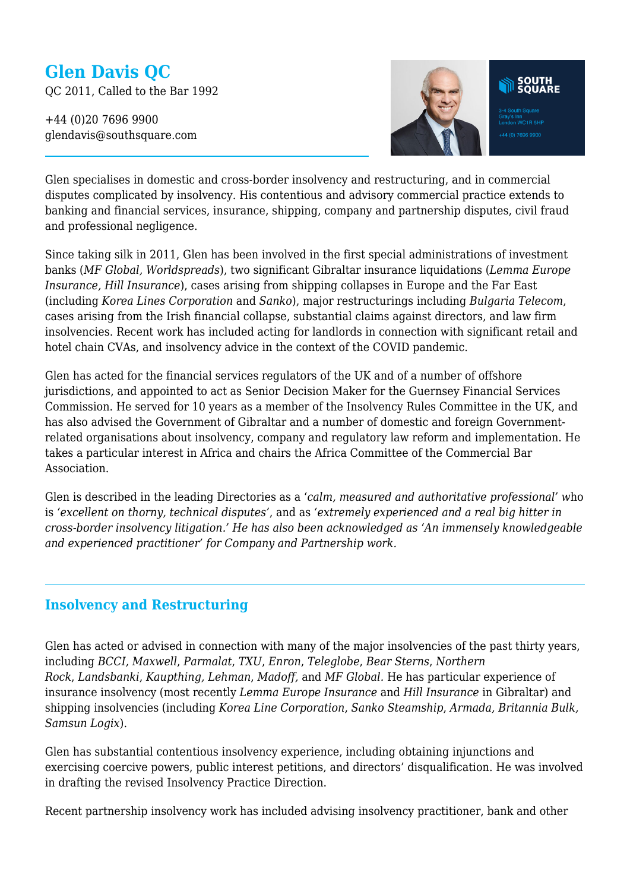# Glen Davis QC

QC 2011, Called to the Bar 1992

+44 (0)20 7696 9900
glendavis@southsquare.com

SOUTH SQUARE

3-4 South Square
Gray's Inn
London WC1R 5HP

+44 (0) 7696 9900

Glen specialises in domestic and cross-border insolvency and restructuring, and in commercial disputes complicated by insolvency. His contentious and advisory commercial practice extends to banking and financial services, insurance, shipping, company and partnership disputes, civil fraud and professional negligence.

Since taking silk in 2011, Glen has been involved in the first special administrations of investment banks (*MF Global, Worldspreads*), two significant Gibraltar insurance liquidations (*Lemma Europe Insurance, Hill Insurance*), cases arising from shipping collapses in Europe and the Far East (including *Korea Lines Corporation* and *Sanko*), major restructurings including *Bulgaria Telecom*, cases arising from the Irish financial collapse, substantial claims against directors, and law firm insolvencies. Recent work has included acting for landlords in connection with significant retail and hotel chain CVAs, and insolvency advice in the context of the COVID pandemic.

Glen has acted for the financial services regulators of the UK and of a number of offshore jurisdictions, and appointed to act as Senior Decision Maker for the Guernsey Financial Services Commission. He served for 10 years as a member of the Insolvency Rules Committee in the UK, and has also advised the Government of Gibraltar and a number of domestic and foreign Government-related organisations about insolvency, company and regulatory law reform and implementation. He takes a particular interest in Africa and chairs the Africa Committee of the Commercial Bar Association.

Glen is described in the leading Directories as a '*calm, measured and authoritative professional*' who is '*excellent on thorny, technical disputes*', and as '*extremely experienced and a real big hitter in cross-border insolvency litigation.' He has also been acknowledged as 'An immensely knowledgeable and experienced practitioner' for Company and Partnership work.*

## Insolvency and Restructuring

Glen has acted or advised in connection with many of the major insolvencies of the past thirty years, including *BCCI, Maxwell*, *Parmalat*, *TXU*, *Enron*, *Teleglobe*, *Bear Sterns*, *Northern Rock*, *Landsbanki*, *Kaupthing, Lehman*, *Madoff,* and *MF Global.* He has particular experience of insurance insolvency (most recently *Lemma Europe Insurance* and *Hill Insurance* in Gibraltar) and shipping insolvencies (including *Korea Line Corporation*, *Sanko Steamship*, *Armada, Britannia Bulk, Samsun Logix*).

Glen has substantial contentious insolvency experience, including obtaining injunctions and exercising coercive powers, public interest petitions, and directors' disqualification. He was involved in drafting the revised Insolvency Practice Direction.

Recent partnership insolvency work has included advising insolvency practitioner, bank and other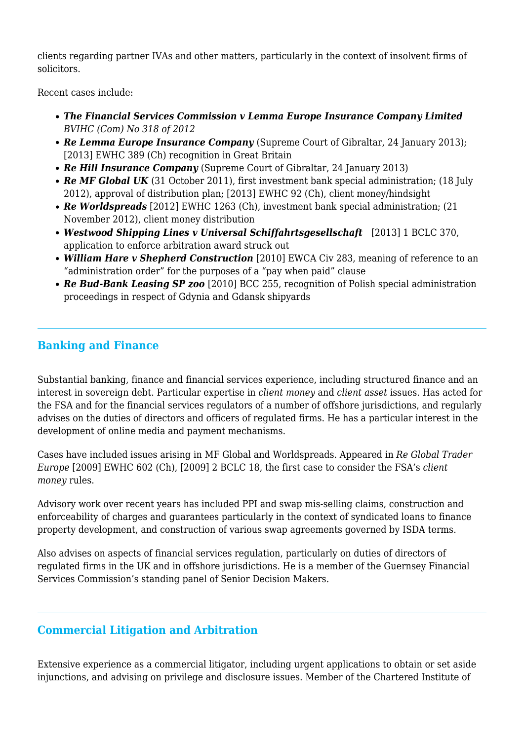clients regarding partner IVAs and other matters, particularly in the context of insolvent firms of solicitors.

Recent cases include:

- ***The Financial Services Commission v Lemma Europe Insurance Company Limited*** *BVIHC (Com) No 318 of 2012*
- ***Re Lemma Europe Insurance Company*** (Supreme Court of Gibraltar, 24 January 2013); [2013] EWHC 389 (Ch) recognition in Great Britain
- ***Re Hill Insurance Company*** (Supreme Court of Gibraltar, 24 January 2013)
- ***Re MF Global UK*** (31 October 2011), first investment bank special administration; (18 July 2012), approval of distribution plan; [2013] EWHC 92 (Ch), client money/hindsight
- ***Re Worldspreads*** [2012] EWHC 1263 (Ch), investment bank special administration; (21 November 2012), client money distribution
- ***Westwood Shipping Lines v Universal Schiffahrtsgesellschaft*** [2013] 1 BCLC 370, application to enforce arbitration award struck out
- ***William Hare v Shepherd Construction*** [2010] EWCA Civ 283, meaning of reference to an "administration order" for the purposes of a "pay when paid" clause
- ***Re Bud-Bank Leasing SP zoo*** [2010] BCC 255, recognition of Polish special administration proceedings in respect of Gdynia and Gdansk shipyards

## Banking and Finance

Substantial banking, finance and financial services experience, including structured finance and an interest in sovereign debt. Particular expertise in *client money* and *client asset* issues. Has acted for the FSA and for the financial services regulators of a number of offshore jurisdictions, and regularly advises on the duties of directors and officers of regulated firms. He has a particular interest in the development of online media and payment mechanisms.

Cases have included issues arising in MF Global and Worldspreads. Appeared in *Re Global Trader Europe* [2009] EWHC 602 (Ch), [2009] 2 BCLC 18, the first case to consider the FSA's *client money* rules.

Advisory work over recent years has included PPI and swap mis-selling claims, construction and enforceability of charges and guarantees particularly in the context of syndicated loans to finance property development, and construction of various swap agreements governed by ISDA terms.

Also advises on aspects of financial services regulation, particularly on duties of directors of regulated firms in the UK and in offshore jurisdictions. He is a member of the Guernsey Financial Services Commission's standing panel of Senior Decision Makers.

## Commercial Litigation and Arbitration

Extensive experience as a commercial litigator, including urgent applications to obtain or set aside injunctions, and advising on privilege and disclosure issues. Member of the Chartered Institute of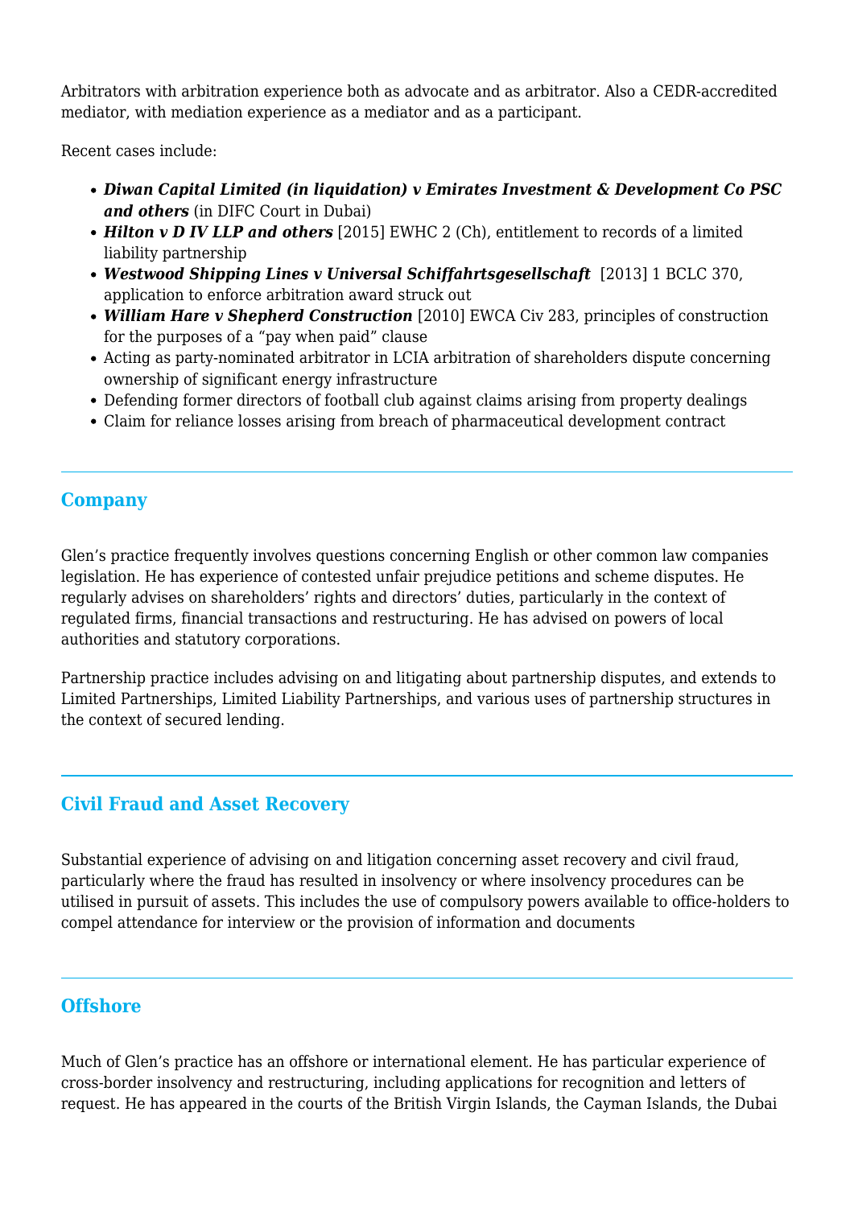Arbitrators with arbitration experience both as advocate and as arbitrator. Also a CEDR-accredited mediator, with mediation experience as a mediator and as a participant.

Recent cases include:

- ***Diwan Capital Limited (in liquidation) v Emirates Investment & Development Co PSC and others*** (in DIFC Court in Dubai)
- ***Hilton v D IV LLP and others*** [2015] EWHC 2 (Ch), entitlement to records of a limited liability partnership
- ***Westwood Shipping Lines v Universal Schiffahrtsgesellschaft*** [2013] 1 BCLC 370, application to enforce arbitration award struck out
- ***William Hare v Shepherd Construction*** [2010] EWCA Civ 283, principles of construction for the purposes of a "pay when paid" clause
- Acting as party-nominated arbitrator in LCIA arbitration of shareholders dispute concerning ownership of significant energy infrastructure
- Defending former directors of football club against claims arising from property dealings
- Claim for reliance losses arising from breach of pharmaceutical development contract

## Company

Glen's practice frequently involves questions concerning English or other common law companies legislation. He has experience of contested unfair prejudice petitions and scheme disputes. He regularly advises on shareholders' rights and directors' duties, particularly in the context of regulated firms, financial transactions and restructuring. He has advised on powers of local authorities and statutory corporations.

Partnership practice includes advising on and litigating about partnership disputes, and extends to Limited Partnerships, Limited Liability Partnerships, and various uses of partnership structures in the context of secured lending.

## Civil Fraud and Asset Recovery

Substantial experience of advising on and litigation concerning asset recovery and civil fraud, particularly where the fraud has resulted in insolvency or where insolvency procedures can be utilised in pursuit of assets. This includes the use of compulsory powers available to office-holders to compel attendance for interview or the provision of information and documents

## Offshore

Much of Glen's practice has an offshore or international element. He has particular experience of cross-border insolvency and restructuring, including applications for recognition and letters of request. He has appeared in the courts of the British Virgin Islands, the Cayman Islands, the Dubai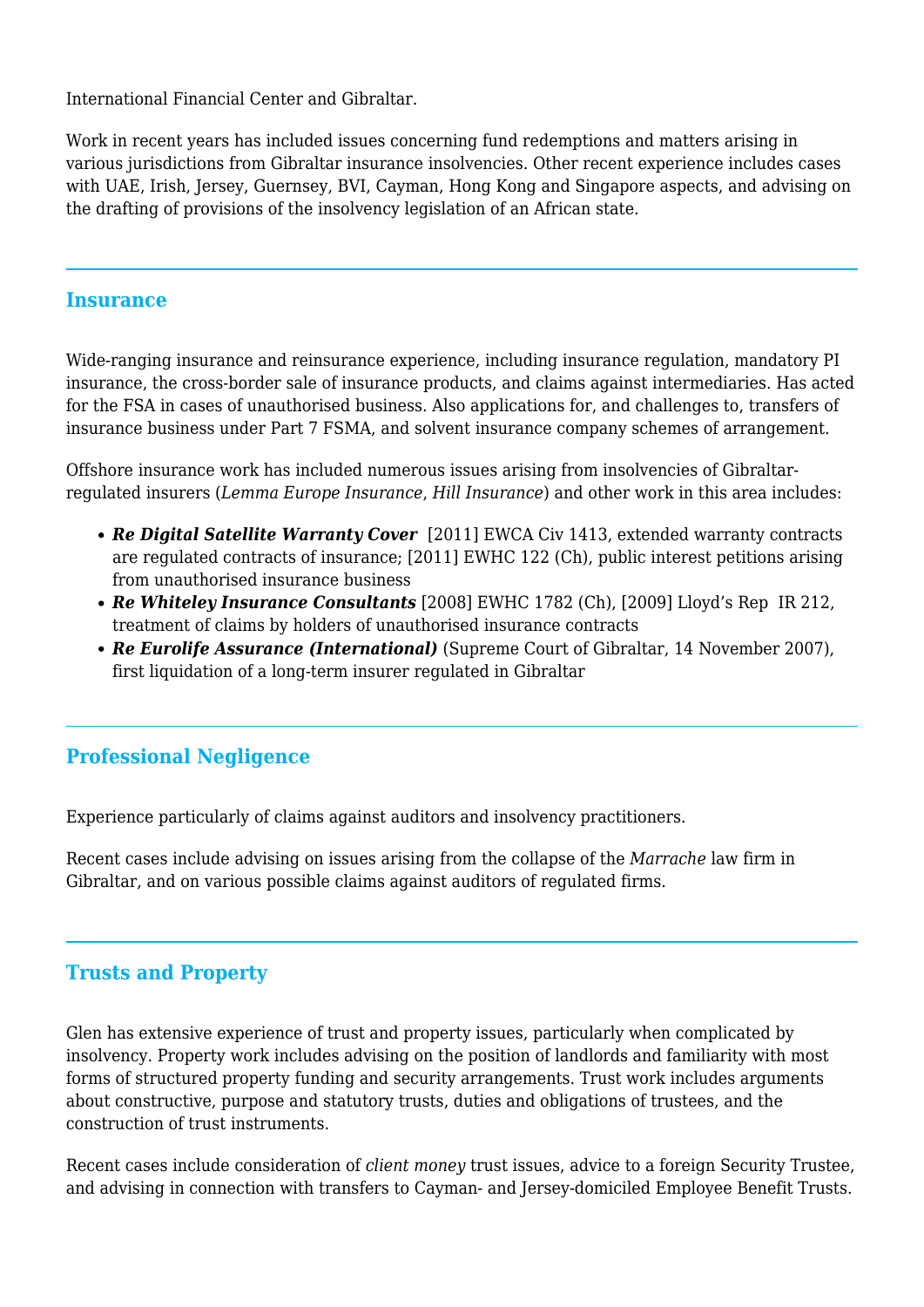International Financial Center and Gibraltar.

Work in recent years has included issues concerning fund redemptions and matters arising in various jurisdictions from Gibraltar insurance insolvencies. Other recent experience includes cases with UAE, Irish, Jersey, Guernsey, BVI, Cayman, Hong Kong and Singapore aspects, and advising on the drafting of provisions of the insolvency legislation of an African state.

## Insurance

Wide-ranging insurance and reinsurance experience, including insurance regulation, mandatory PI insurance, the cross-border sale of insurance products, and claims against intermediaries. Has acted for the FSA in cases of unauthorised business. Also applications for, and challenges to, transfers of insurance business under Part 7 FSMA, and solvent insurance company schemes of arrangement.

Offshore insurance work has included numerous issues arising from insolvencies of Gibraltar-regulated insurers (*Lemma Europe Insurance*, *Hill Insurance*) and other work in this area includes:

- ***Re Digital Satellite Warranty Cover*** [2011] EWCA Civ 1413, extended warranty contracts are regulated contracts of insurance; [2011] EWHC 122 (Ch), public interest petitions arising from unauthorised insurance business
- ***Re Whiteley Insurance Consultants*** [2008] EWHC 1782 (Ch), [2009] Lloyd's Rep IR 212, treatment of claims by holders of unauthorised insurance contracts
- ***Re Eurolife Assurance (International)*** (Supreme Court of Gibraltar, 14 November 2007), first liquidation of a long-term insurer regulated in Gibraltar

## Professional Negligence

Experience particularly of claims against auditors and insolvency practitioners.

Recent cases include advising on issues arising from the collapse of the *Marrache* law firm in Gibraltar, and on various possible claims against auditors of regulated firms.

## Trusts and Property

Glen has extensive experience of trust and property issues, particularly when complicated by insolvency. Property work includes advising on the position of landlords and familiarity with most forms of structured property funding and security arrangements. Trust work includes arguments about constructive, purpose and statutory trusts, duties and obligations of trustees, and the construction of trust instruments.

Recent cases include consideration of *client money* trust issues, advice to a foreign Security Trustee, and advising in connection with transfers to Cayman- and Jersey-domiciled Employee Benefit Trusts.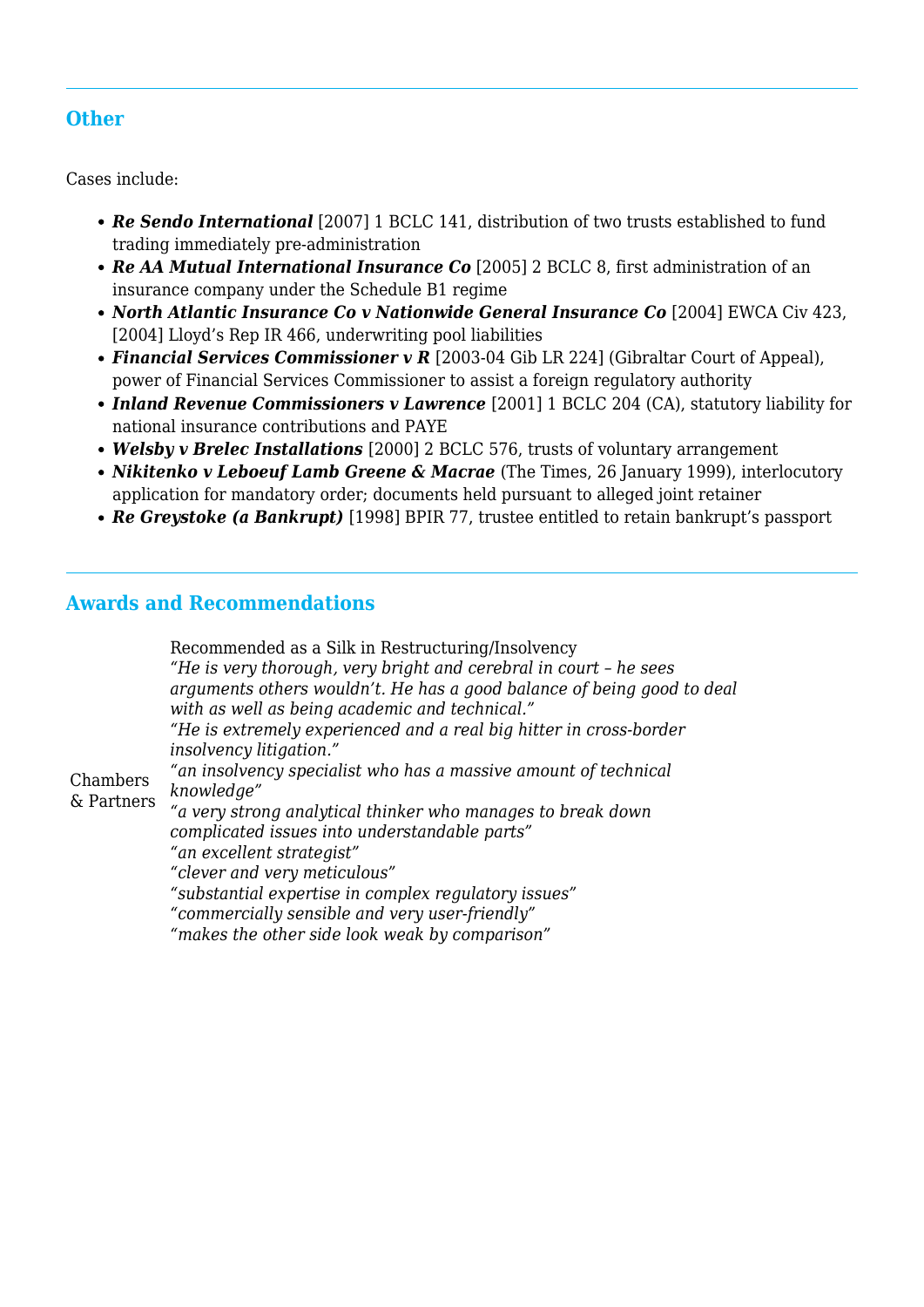## Other

Cases include:

- ***Re Sendo International*** [2007] 1 BCLC 141, distribution of two trusts established to fund trading immediately pre-administration
- ***Re AA Mutual International Insurance Co*** [2005] 2 BCLC 8, first administration of an insurance company under the Schedule B1 regime
- ***North Atlantic Insurance Co v Nationwide General Insurance Co*** [2004] EWCA Civ 423, [2004] Lloyd's Rep IR 466, underwriting pool liabilities
- ***Financial Services Commissioner v R*** [2003-04 Gib LR 224] (Gibraltar Court of Appeal), power of Financial Services Commissioner to assist a foreign regulatory authority
- ***Inland Revenue Commissioners v Lawrence*** [2001] 1 BCLC 204 (CA), statutory liability for national insurance contributions and PAYE
- ***Welsby v Brelec Installations*** [2000] 2 BCLC 576, trusts of voluntary arrangement
- ***Nikitenko v Leboeuf Lamb Greene & Macrae*** (The Times, 26 January 1999), interlocutory application for mandatory order; documents held pursuant to alleged joint retainer
- ***Re Greystoke (a Bankrupt)*** [1998] BPIR 77, trustee entitled to retain bankrupt's passport

## Awards and Recommendations

| | |
|---|---|
| Chambers & Partners | Recommended as a Silk in Restructuring/Insolvency<br>*"He is very thorough, very bright and cerebral in court – he sees arguments others wouldn't. He has a good balance of being good to deal with as well as being academic and technical."*<br>*"He is extremely experienced and a real big hitter in cross-border insolvency litigation."*<br>*"an insolvency specialist who has a massive amount of technical knowledge"*<br>*"a very strong analytical thinker who manages to break down complicated issues into understandable parts"*<br>*"an excellent strategist"*<br>*"clever and very meticulous"*<br>*"substantial expertise in complex regulatory issues"*<br>*"commercially sensible and very user-friendly"*<br>*"makes the other side look weak by comparison"* |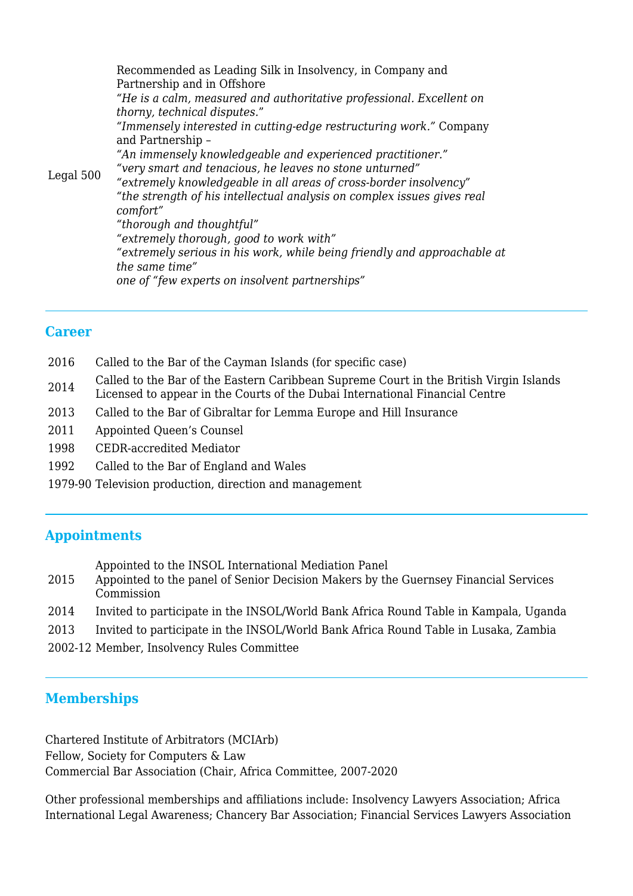| | |
|---|---|
| Legal 500 | Recommended as Leading Silk in Insolvency, in Company and Partnership and in Offshore<br>*"He is a calm, measured and authoritative professional. Excellent on thorny, technical disputes."*<br>*"Immensely interested in cutting-edge restructuring work."* Company and Partnership –<br>*"An immensely knowledgeable and experienced practitioner."*<br>*"very smart and tenacious, he leaves no stone unturned"*<br>*"extremely knowledgeable in all areas of cross-border insolvency"*<br>*"the strength of his intellectual analysis on complex issues gives real comfort"*<br>*"thorough and thoughtful"*<br>*"extremely thorough, good to work with"*<br>*"extremely serious in his work, while being friendly and approachable at the same time"*<br>*one of "few experts on insolvent partnerships"* |

## Career

| | |
|---|---|
| 2016 | Called to the Bar of the Cayman Islands (for specific case) |
| 2014 | Called to the Bar of the Eastern Caribbean Supreme Court in the British Virgin Islands<br>Licensed to appear in the Courts of the Dubai International Financial Centre |
| 2013 | Called to the Bar of Gibraltar for Lemma Europe and Hill Insurance |
| 2011 | Appointed Queen's Counsel |
| 1998 | CEDR-accredited Mediator |
| 1992 | Called to the Bar of England and Wales |
| 1979-90 | Television production, direction and management |

## Appointments

| | |
|---|---|
| 2015 | Appointed to the INSOL International Mediation Panel<br>Appointed to the panel of Senior Decision Makers by the Guernsey Financial Services Commission |
| 2014 | Invited to participate in the INSOL/World Bank Africa Round Table in Kampala, Uganda |
| 2013 | Invited to participate in the INSOL/World Bank Africa Round Table in Lusaka, Zambia |
| 2002-12 | Member, Insolvency Rules Committee |

## Memberships

Chartered Institute of Arbitrators (MCIArb)
Fellow, Society for Computers & Law
Commercial Bar Association (Chair, Africa Committee, 2007-2020

Other professional memberships and affiliations include: Insolvency Lawyers Association; Africa International Legal Awareness; Chancery Bar Association; Financial Services Lawyers Association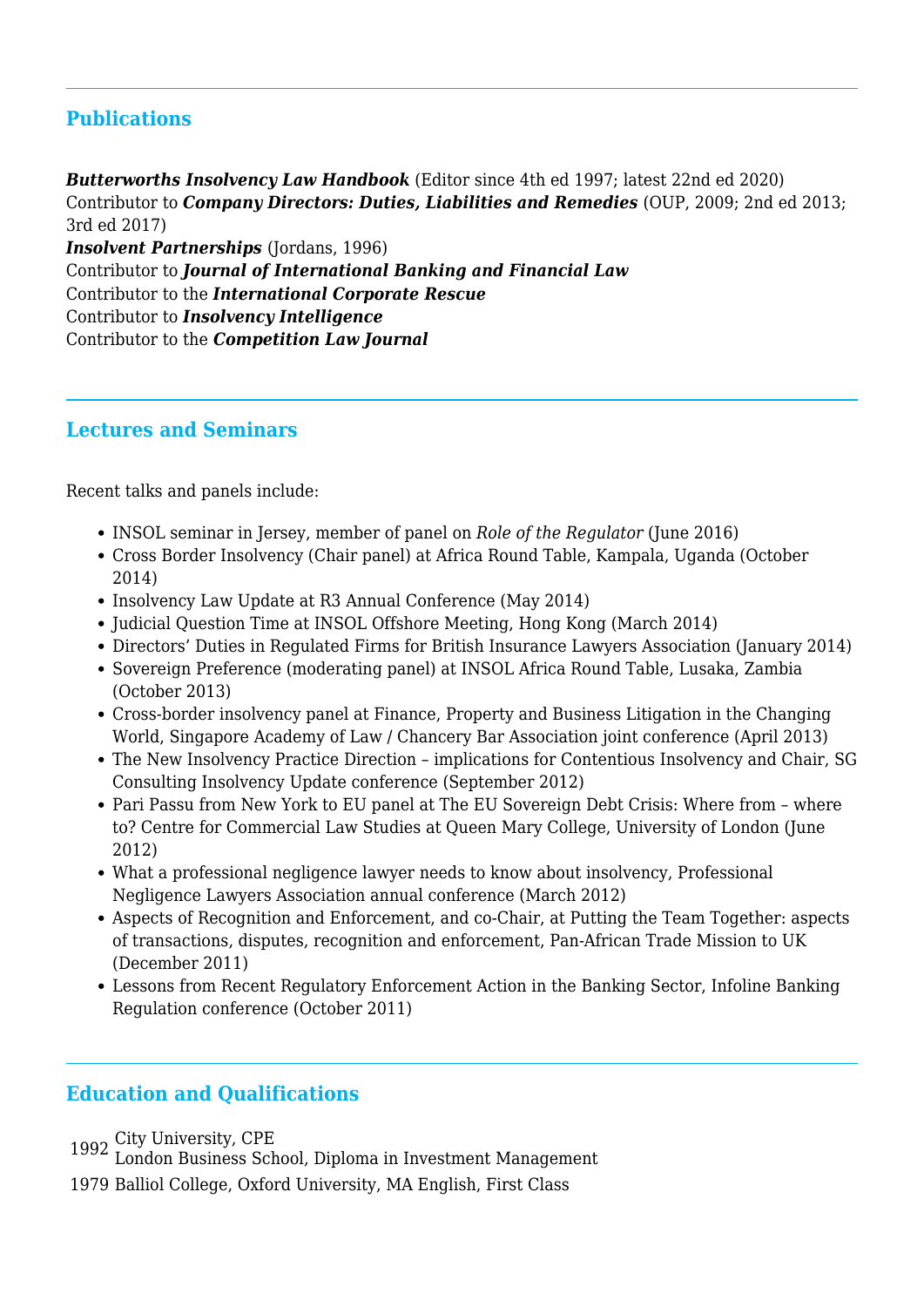## Publications

***Butterworths Insolvency Law Handbook*** (Editor since 4th ed 1997; latest 22nd ed 2020)
Contributor to ***Company Directors: Duties, Liabilities and Remedies*** (OUP, 2009; 2nd ed 2013; 3rd ed 2017)
***Insolvent Partnerships*** (Jordans, 1996)
Contributor to ***Journal of International Banking and Financial Law***
Contributor to the ***International Corporate Rescue***
Contributor to ***Insolvency Intelligence***
Contributor to the ***Competition Law Journal***

## Lectures and Seminars

Recent talks and panels include:

- INSOL seminar in Jersey, member of panel on *Role of the Regulator* (June 2016)
- Cross Border Insolvency (Chair panel) at Africa Round Table, Kampala, Uganda (October 2014)
- Insolvency Law Update at R3 Annual Conference (May 2014)
- Judicial Question Time at INSOL Offshore Meeting, Hong Kong (March 2014)
- Directors' Duties in Regulated Firms for British Insurance Lawyers Association (January 2014)
- Sovereign Preference (moderating panel) at INSOL Africa Round Table, Lusaka, Zambia (October 2013)
- Cross-border insolvency panel at Finance, Property and Business Litigation in the Changing World, Singapore Academy of Law / Chancery Bar Association joint conference (April 2013)
- The New Insolvency Practice Direction – implications for Contentious Insolvency and Chair, SG Consulting Insolvency Update conference (September 2012)
- Pari Passu from New York to EU panel at The EU Sovereign Debt Crisis: Where from – where to? Centre for Commercial Law Studies at Queen Mary College, University of London (June 2012)
- What a professional negligence lawyer needs to know about insolvency, Professional Negligence Lawyers Association annual conference (March 2012)
- Aspects of Recognition and Enforcement, and co-Chair, at Putting the Team Together: aspects of transactions, disputes, recognition and enforcement, Pan-African Trade Mission to UK (December 2011)
- Lessons from Recent Regulatory Enforcement Action in the Banking Sector, Infoline Banking Regulation conference (October 2011)

## Education and Qualifications

| | |
|---|---|
| 1992 | City University, CPE<br>London Business School, Diploma in Investment Management |
| 1979 | Balliol College, Oxford University, MA English, First Class |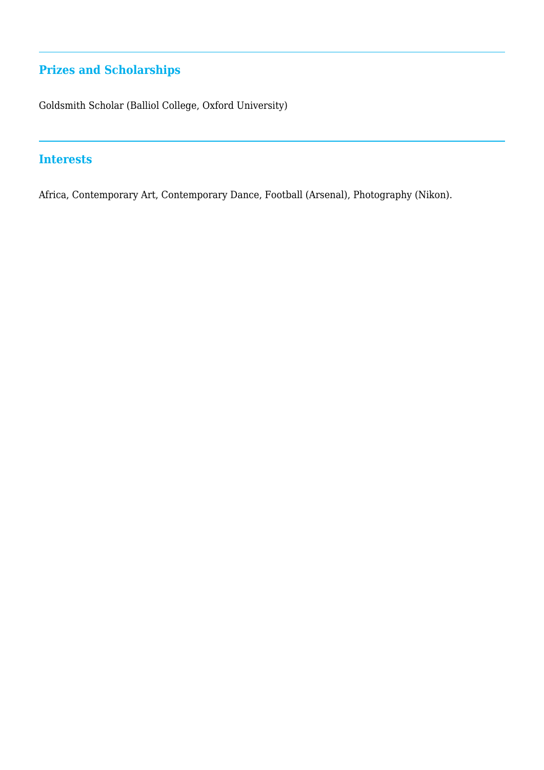## Prizes and Scholarships

Goldsmith Scholar (Balliol College, Oxford University)

## Interests

Africa, Contemporary Art, Contemporary Dance, Football (Arsenal), Photography (Nikon).